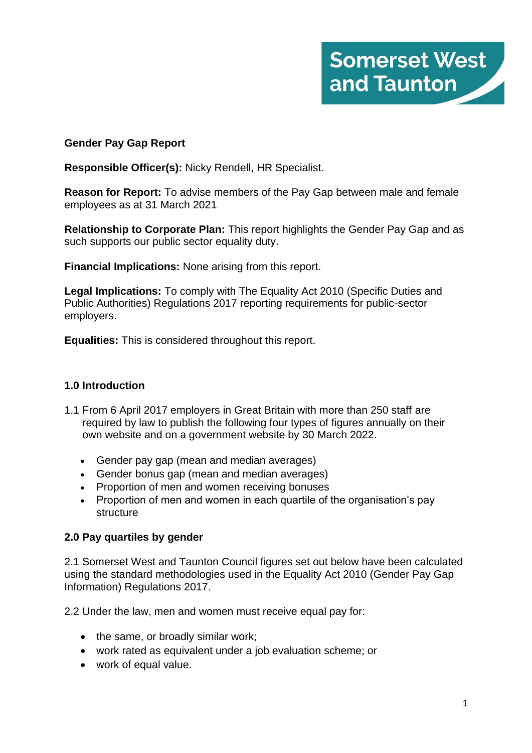Somerset West and Taunton

**Gender Pay Gap Report**

**Responsible Officer(s):** Nicky Rendell, HR Specialist.

**Reason for Report:** To advise members of the Pay Gap between male and female employees as at 31 March 2021

**Relationship to Corporate Plan:** This report highlights the Gender Pay Gap and as such supports our public sector equality duty.

**Financial Implications:** None arising from this report.

**Legal Implications:** To comply with The Equality Act 2010 (Specific Duties and Public Authorities) Regulations 2017 reporting requirements for public-sector employers.

**Equalities:** This is considered throughout this report.

## 1.0 Introduction

1.1 From 6 April 2017 employers in Great Britain with more than 250 staff are required by law to publish the following four types of figures annually on their own website and on a government website by 30 March 2022.

- Gender pay gap (mean and median averages)
- Gender bonus gap (mean and median averages)
- Proportion of men and women receiving bonuses
- Proportion of men and women in each quartile of the organisation's pay structure

## 2.0 Pay quartiles by gender

2.1 Somerset West and Taunton Council figures set out below have been calculated using the standard methodologies used in the Equality Act 2010 (Gender Pay Gap Information) Regulations 2017.

2.2 Under the law, men and women must receive equal pay for:

- the same, or broadly similar work;
- work rated as equivalent under a job evaluation scheme; or
- work of equal value.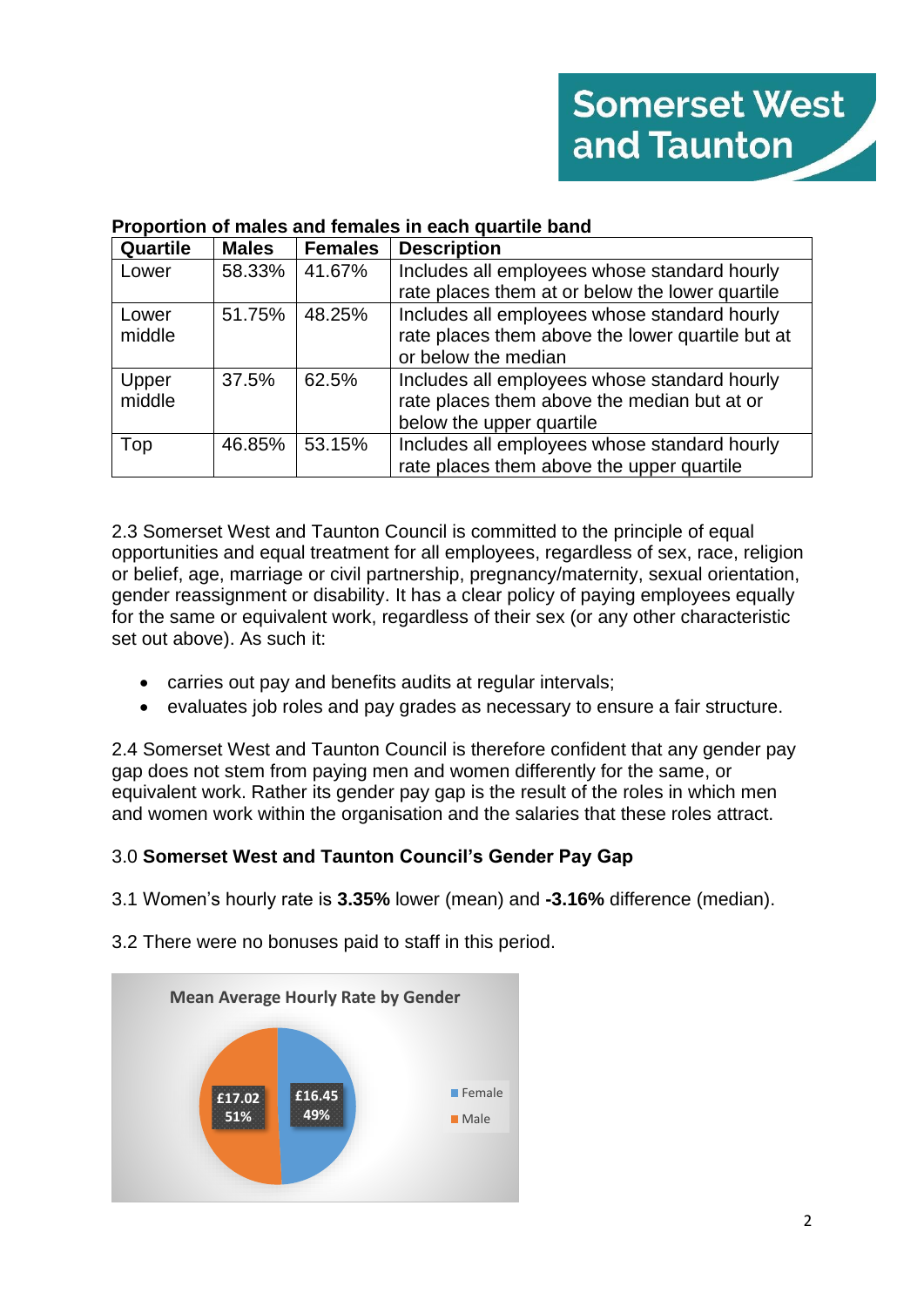**Proportion of males and females in each quartile band**

| Quartile | Males | Females | Description |
|---|---|---|---|
| Lower | 58.33% | 41.67% | Includes all employees whose standard hourly rate places them at or below the lower quartile |
| Lower middle | 51.75% | 48.25% | Includes all employees whose standard hourly rate places them above the lower quartile but at or below the median |
| Upper middle | 37.5% | 62.5% | Includes all employees whose standard hourly rate places them above the median but at or below the upper quartile |
| Top | 46.85% | 53.15% | Includes all employees whose standard hourly rate places them above the upper quartile |

2.3 Somerset West and Taunton Council is committed to the principle of equal opportunities and equal treatment for all employees, regardless of sex, race, religion or belief, age, marriage or civil partnership, pregnancy/maternity, sexual orientation, gender reassignment or disability. It has a clear policy of paying employees equally for the same or equivalent work, regardless of their sex (or any other characteristic set out above). As such it:

- carries out pay and benefits audits at regular intervals;
- evaluates job roles and pay grades as necessary to ensure a fair structure.

2.4 Somerset West and Taunton Council is therefore confident that any gender pay gap does not stem from paying men and women differently for the same, or equivalent work. Rather its gender pay gap is the result of the roles in which men and women work within the organisation and the salaries that these roles attract.

## 3.0 **Somerset West and Taunton Council's Gender Pay Gap**

3.1 Women's hourly rate is **3.35%** lower (mean) and **-3.16%** difference (median).

3.2 There were no bonuses paid to staff in this period.

**Mean Average Hourly Rate by Gender**

| Gender | Mean Hourly Rate | Share |
|---|---|---|
| Female | £16.45 | 49% |
| Male | £17.02 | 51% |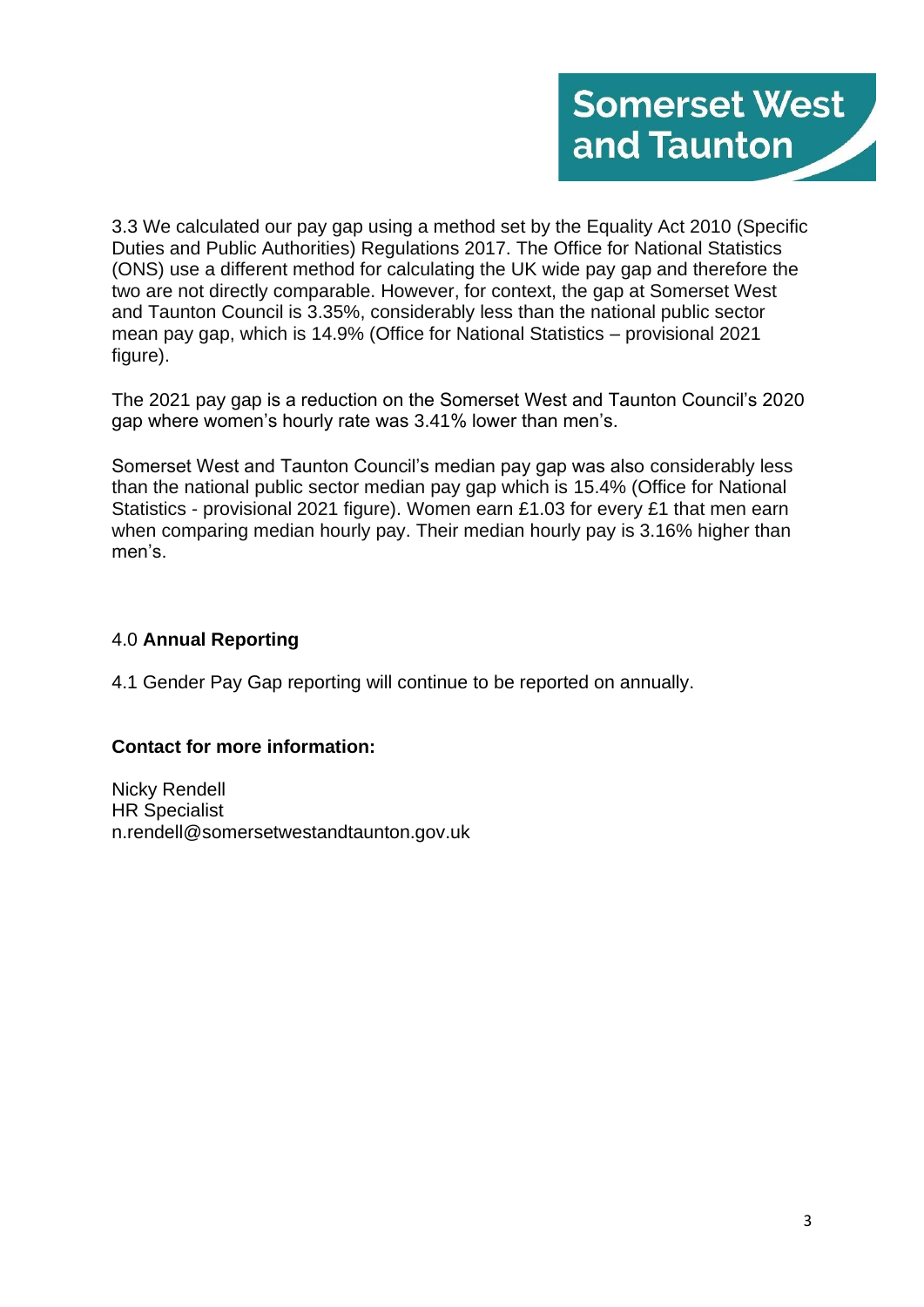3.3 We calculated our pay gap using a method set by the Equality Act 2010 (Specific Duties and Public Authorities) Regulations 2017. The Office for National Statistics (ONS) use a different method for calculating the UK wide pay gap and therefore the two are not directly comparable. However, for context, the gap at Somerset West and Taunton Council is 3.35%, considerably less than the national public sector mean pay gap, which is 14.9% (Office for National Statistics – provisional 2021 figure).

The 2021 pay gap is a reduction on the Somerset West and Taunton Council's 2020 gap where women's hourly rate was 3.41% lower than men's.

Somerset West and Taunton Council's median pay gap was also considerably less than the national public sector median pay gap which is 15.4% (Office for National Statistics - provisional 2021 figure). Women earn £1.03 for every £1 that men earn when comparing median hourly pay. Their median hourly pay is 3.16% higher than men's.

## 4.0 **Annual Reporting**

4.1 Gender Pay Gap reporting will continue to be reported on annually.

**Contact for more information:**

Nicky Rendell
HR Specialist
n.rendell@somersetwestandtaunton.gov.uk